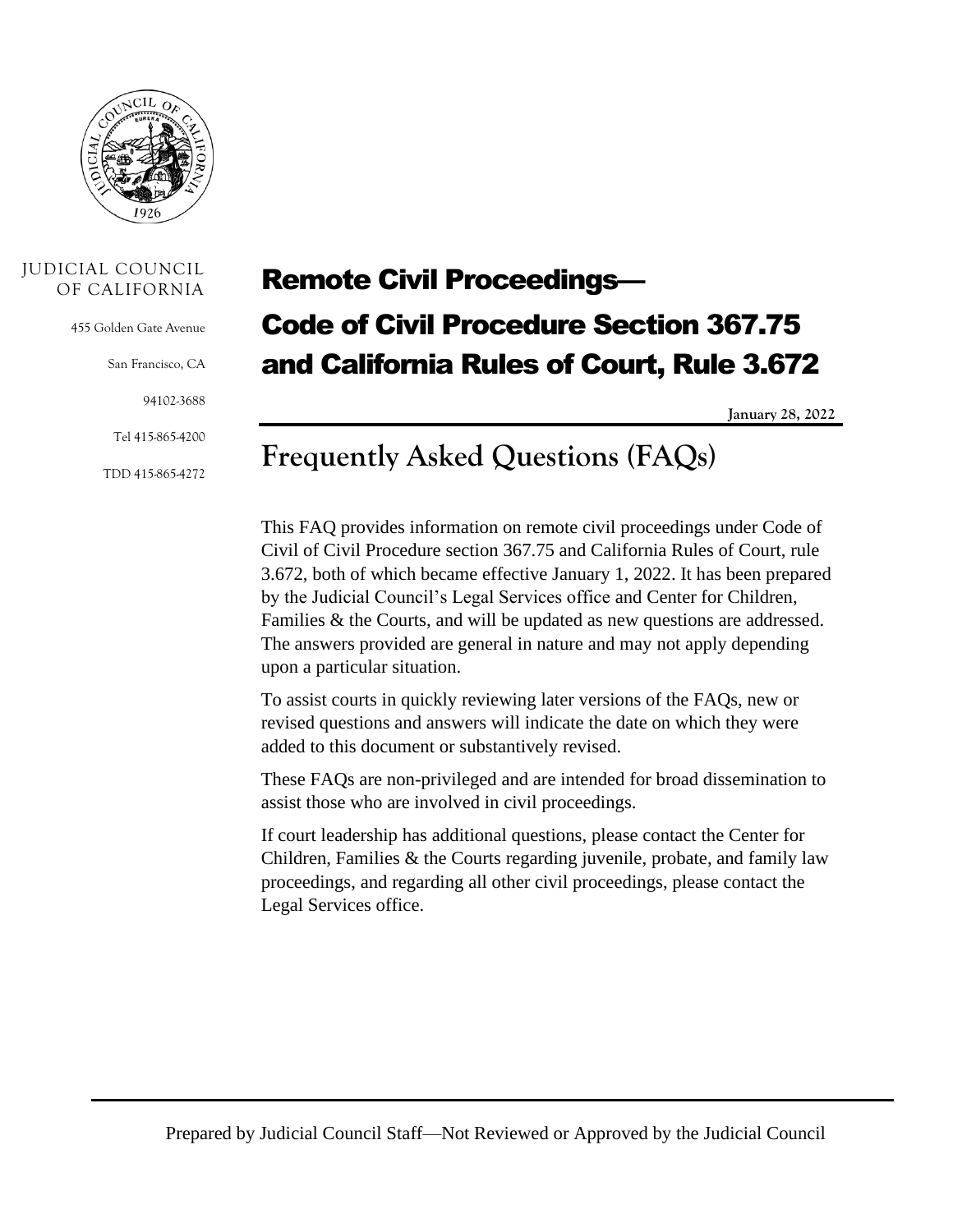JUDICIAL COUNCIL OF CALIFORNIA

455 Golden Gate Avenue

San Francisco, CA

94102-3688

Tel 415-865-4200

TDD 415-865-4272

# Remote Civil Proceedings— Code of Civil Procedure Section 367.75 and California Rules of Court, Rule 3.672

**January 28, 2022**

## Frequently Asked Questions (FAQs)

This FAQ provides information on remote civil proceedings under Code of Civil of Civil Procedure section 367.75 and California Rules of Court, rule 3.672, both of which became effective January 1, 2022. It has been prepared by the Judicial Council's Legal Services office and Center for Children, Families & the Courts, and will be updated as new questions are addressed. The answers provided are general in nature and may not apply depending upon a particular situation.

To assist courts in quickly reviewing later versions of the FAQs, new or revised questions and answers will indicate the date on which they were added to this document or substantively revised.

These FAQs are non-privileged and are intended for broad dissemination to assist those who are involved in civil proceedings.

If court leadership has additional questions, please contact the Center for Children, Families & the Courts regarding juvenile, probate, and family law proceedings, and regarding all other civil proceedings, please contact the Legal Services office.

Prepared by Judicial Council Staff—Not Reviewed or Approved by the Judicial Council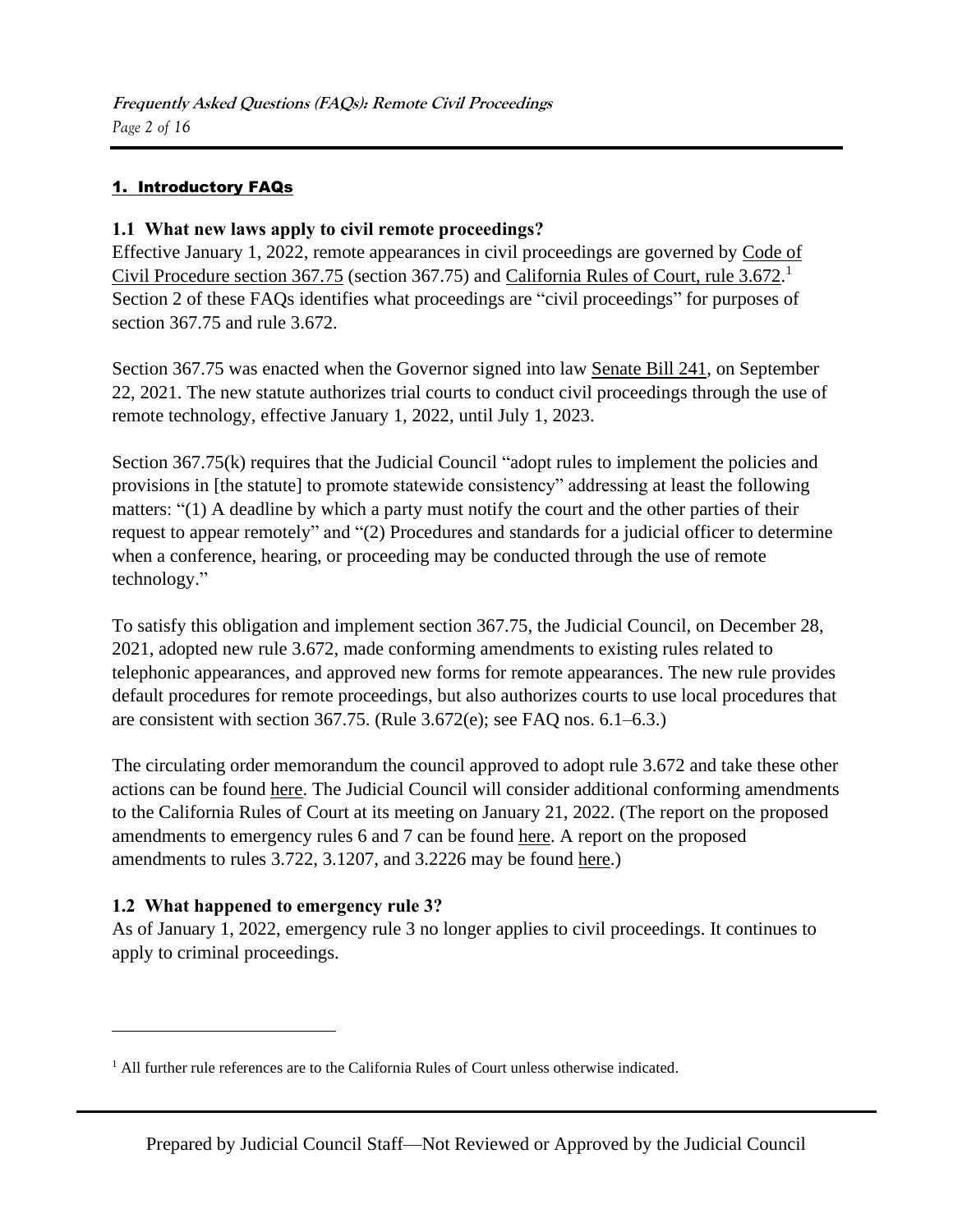## 1. Introductory FAQs

### 1.1 What new laws apply to civil remote proceedings?

Effective January 1, 2022, remote appearances in civil proceedings are governed by Code of Civil Procedure section 367.75 (section 367.75) and California Rules of Court, rule 3.672.[1] Section 2 of these FAQs identifies what proceedings are "civil proceedings" for purposes of section 367.75 and rule 3.672.

Section 367.75 was enacted when the Governor signed into law Senate Bill 241, on September 22, 2021. The new statute authorizes trial courts to conduct civil proceedings through the use of remote technology, effective January 1, 2022, until July 1, 2023.

Section 367.75(k) requires that the Judicial Council "adopt rules to implement the policies and provisions in [the statute] to promote statewide consistency" addressing at least the following matters: "(1) A deadline by which a party must notify the court and the other parties of their request to appear remotely" and "(2) Procedures and standards for a judicial officer to determine when a conference, hearing, or proceeding may be conducted through the use of remote technology."

To satisfy this obligation and implement section 367.75, the Judicial Council, on December 28, 2021, adopted new rule 3.672, made conforming amendments to existing rules related to telephonic appearances, and approved new forms for remote appearances. The new rule provides default procedures for remote proceedings, but also authorizes courts to use local procedures that are consistent with section 367.75. (Rule 3.672(e); see FAQ nos. 6.1–6.3.)

The circulating order memorandum the council approved to adopt rule 3.672 and take these other actions can be found here. The Judicial Council will consider additional conforming amendments to the California Rules of Court at its meeting on January 21, 2022. (The report on the proposed amendments to emergency rules 6 and 7 can be found here. A report on the proposed amendments to rules 3.722, 3.1207, and 3.2226 may be found here.)

### 1.2 What happened to emergency rule 3?

As of January 1, 2022, emergency rule 3 no longer applies to civil proceedings. It continues to apply to criminal proceedings.

---

[1] All further rule references are to the California Rules of Court unless otherwise indicated.

Prepared by Judicial Council Staff—Not Reviewed or Approved by the Judicial Council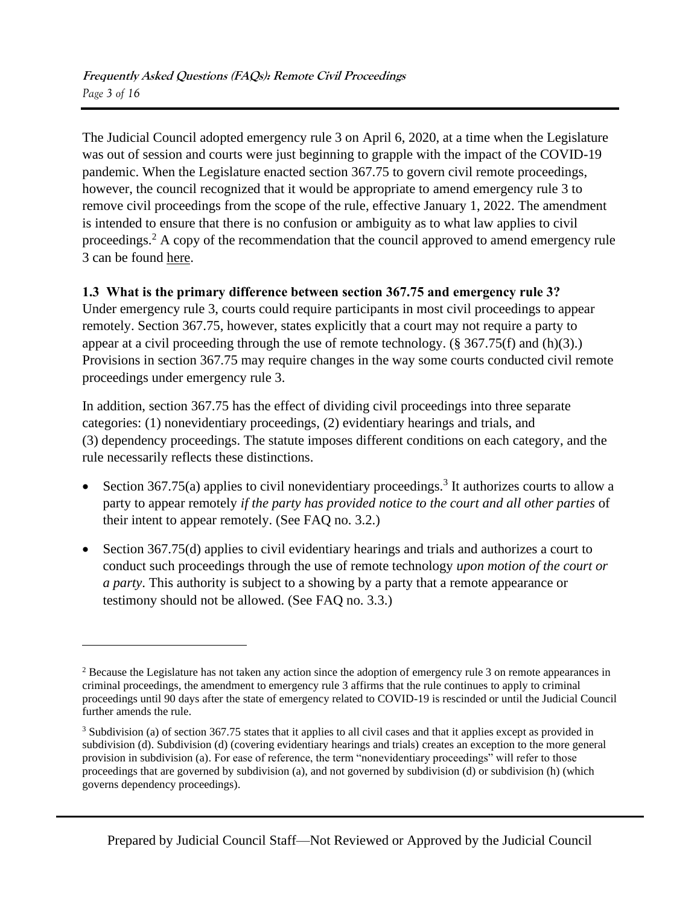The Judicial Council adopted emergency rule 3 on April 6, 2020, at a time when the Legislature was out of session and courts were just beginning to grapple with the impact of the COVID-19 pandemic. When the Legislature enacted section 367.75 to govern civil remote proceedings, however, the council recognized that it would be appropriate to amend emergency rule 3 to remove civil proceedings from the scope of the rule, effective January 1, 2022. The amendment is intended to ensure that there is no confusion or ambiguity as to what law applies to civil proceedings.[2] A copy of the recommendation that the council approved to amend emergency rule 3 can be found here.

### 1.3 What is the primary difference between section 367.75 and emergency rule 3?

Under emergency rule 3, courts could require participants in most civil proceedings to appear remotely. Section 367.75, however, states explicitly that a court may not require a party to appear at a civil proceeding through the use of remote technology. (§ 367.75(f) and (h)(3).) Provisions in section 367.75 may require changes in the way some courts conducted civil remote proceedings under emergency rule 3.

In addition, section 367.75 has the effect of dividing civil proceedings into three separate categories: (1) nonevidentiary proceedings, (2) evidentiary hearings and trials, and (3) dependency proceedings. The statute imposes different conditions on each category, and the rule necessarily reflects these distinctions.

- Section 367.75(a) applies to civil nonevidentiary proceedings.[3] It authorizes courts to allow a party to appear remotely *if the party has provided notice to the court and all other parties* of their intent to appear remotely. (See FAQ no. 3.2.)
- Section 367.75(d) applies to civil evidentiary hearings and trials and authorizes a court to conduct such proceedings through the use of remote technology *upon motion of the court or a party*. This authority is subject to a showing by a party that a remote appearance or testimony should not be allowed. (See FAQ no. 3.3.)

---

[2] Because the Legislature has not taken any action since the adoption of emergency rule 3 on remote appearances in criminal proceedings, the amendment to emergency rule 3 affirms that the rule continues to apply to criminal proceedings until 90 days after the state of emergency related to COVID-19 is rescinded or until the Judicial Council further amends the rule.

[3] Subdivision (a) of section 367.75 states that it applies to all civil cases and that it applies except as provided in subdivision (d). Subdivision (d) (covering evidentiary hearings and trials) creates an exception to the more general provision in subdivision (a). For ease of reference, the term "nonevidentiary proceedings" will refer to those proceedings that are governed by subdivision (a), and not governed by subdivision (d) or subdivision (h) (which governs dependency proceedings).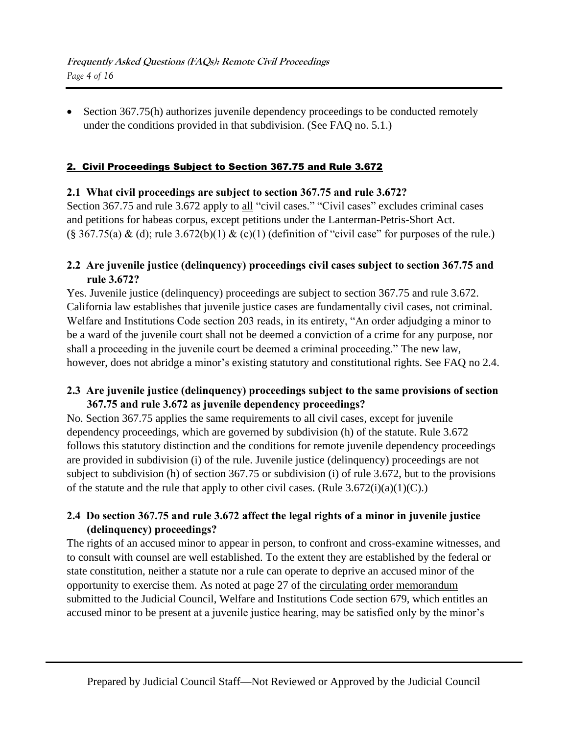- Section 367.75(h) authorizes juvenile dependency proceedings to be conducted remotely under the conditions provided in that subdivision. (See FAQ no. 5.1.)

## 2. Civil Proceedings Subject to Section 367.75 and Rule 3.672

### 2.1 What civil proceedings are subject to section 367.75 and rule 3.672?

Section 367.75 and rule 3.672 apply to all "civil cases." "Civil cases" excludes criminal cases and petitions for habeas corpus, except petitions under the Lanterman-Petris-Short Act. (§ 367.75(a) & (d); rule 3.672(b)(1) & (c)(1) (definition of "civil case" for purposes of the rule.)

### 2.2 Are juvenile justice (delinquency) proceedings civil cases subject to section 367.75 and rule 3.672?

Yes. Juvenile justice (delinquency) proceedings are subject to section 367.75 and rule 3.672. California law establishes that juvenile justice cases are fundamentally civil cases, not criminal. Welfare and Institutions Code section 203 reads, in its entirety, "An order adjudging a minor to be a ward of the juvenile court shall not be deemed a conviction of a crime for any purpose, nor shall a proceeding in the juvenile court be deemed a criminal proceeding." The new law, however, does not abridge a minor's existing statutory and constitutional rights. See FAQ no 2.4.

### 2.3 Are juvenile justice (delinquency) proceedings subject to the same provisions of section 367.75 and rule 3.672 as juvenile dependency proceedings?

No. Section 367.75 applies the same requirements to all civil cases, except for juvenile dependency proceedings, which are governed by subdivision (h) of the statute. Rule 3.672 follows this statutory distinction and the conditions for remote juvenile dependency proceedings are provided in subdivision (i) of the rule. Juvenile justice (delinquency) proceedings are not subject to subdivision (h) of section 367.75 or subdivision (i) of rule 3.672, but to the provisions of the statute and the rule that apply to other civil cases. (Rule 3.672(i)(a)(1)(C).)

### 2.4 Do section 367.75 and rule 3.672 affect the legal rights of a minor in juvenile justice (delinquency) proceedings?

The rights of an accused minor to appear in person, to confront and cross-examine witnesses, and to consult with counsel are well established. To the extent they are established by the federal or state constitution, neither a statute nor a rule can operate to deprive an accused minor of the opportunity to exercise them. As noted at page 27 of the circulating order memorandum submitted to the Judicial Council, Welfare and Institutions Code section 679, which entitles an accused minor to be present at a juvenile justice hearing, may be satisfied only by the minor's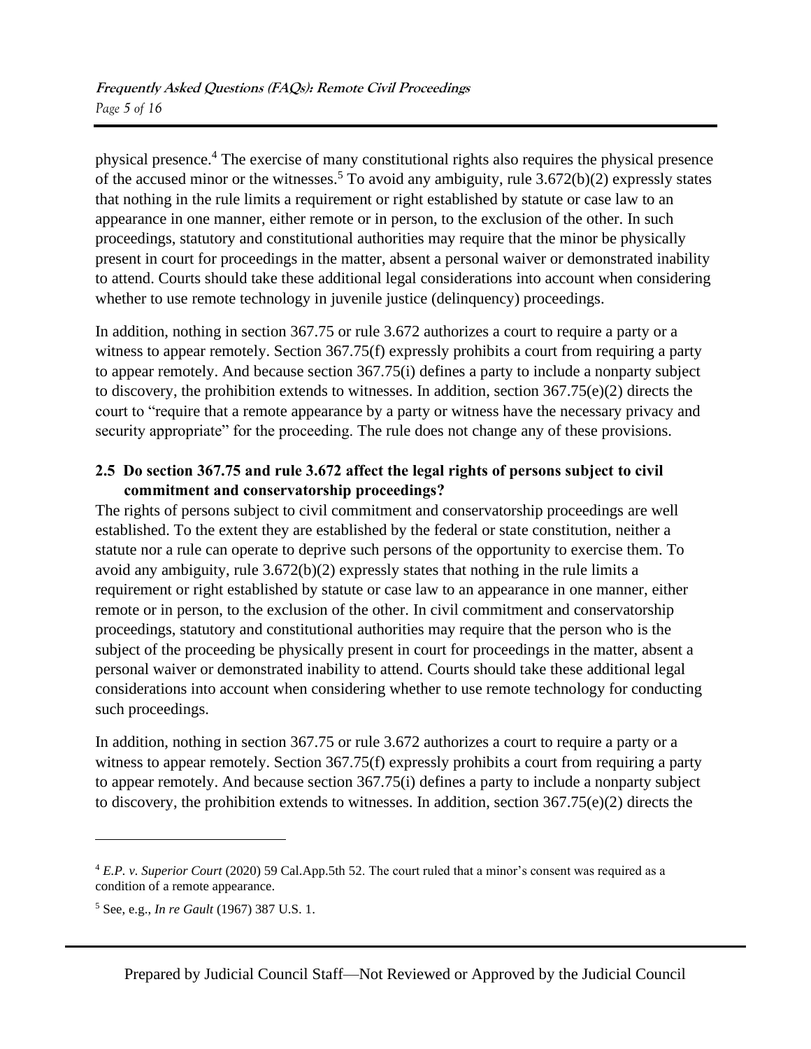physical presence.[4] The exercise of many constitutional rights also requires the physical presence of the accused minor or the witnesses.[5] To avoid any ambiguity, rule 3.672(b)(2) expressly states that nothing in the rule limits a requirement or right established by statute or case law to an appearance in one manner, either remote or in person, to the exclusion of the other. In such proceedings, statutory and constitutional authorities may require that the minor be physically present in court for proceedings in the matter, absent a personal waiver or demonstrated inability to attend. Courts should take these additional legal considerations into account when considering whether to use remote technology in juvenile justice (delinquency) proceedings.

In addition, nothing in section 367.75 or rule 3.672 authorizes a court to require a party or a witness to appear remotely. Section 367.75(f) expressly prohibits a court from requiring a party to appear remotely. And because section 367.75(i) defines a party to include a nonparty subject to discovery, the prohibition extends to witnesses. In addition, section 367.75(e)(2) directs the court to "require that a remote appearance by a party or witness have the necessary privacy and security appropriate" for the proceeding. The rule does not change any of these provisions.

### 2.5 Do section 367.75 and rule 3.672 affect the legal rights of persons subject to civil commitment and conservatorship proceedings?

The rights of persons subject to civil commitment and conservatorship proceedings are well established. To the extent they are established by the federal or state constitution, neither a statute nor a rule can operate to deprive such persons of the opportunity to exercise them. To avoid any ambiguity, rule 3.672(b)(2) expressly states that nothing in the rule limits a requirement or right established by statute or case law to an appearance in one manner, either remote or in person, to the exclusion of the other. In civil commitment and conservatorship proceedings, statutory and constitutional authorities may require that the person who is the subject of the proceeding be physically present in court for proceedings in the matter, absent a personal waiver or demonstrated inability to attend. Courts should take these additional legal considerations into account when considering whether to use remote technology for conducting such proceedings.

In addition, nothing in section 367.75 or rule 3.672 authorizes a court to require a party or a witness to appear remotely. Section 367.75(f) expressly prohibits a court from requiring a party to appear remotely. And because section 367.75(i) defines a party to include a nonparty subject to discovery, the prohibition extends to witnesses. In addition, section 367.75(e)(2) directs the

---

[4] *E.P. v. Superior Court* (2020) 59 Cal.App.5th 52. The court ruled that a minor's consent was required as a condition of a remote appearance.

[5] See, e.g., *In re Gault* (1967) 387 U.S. 1.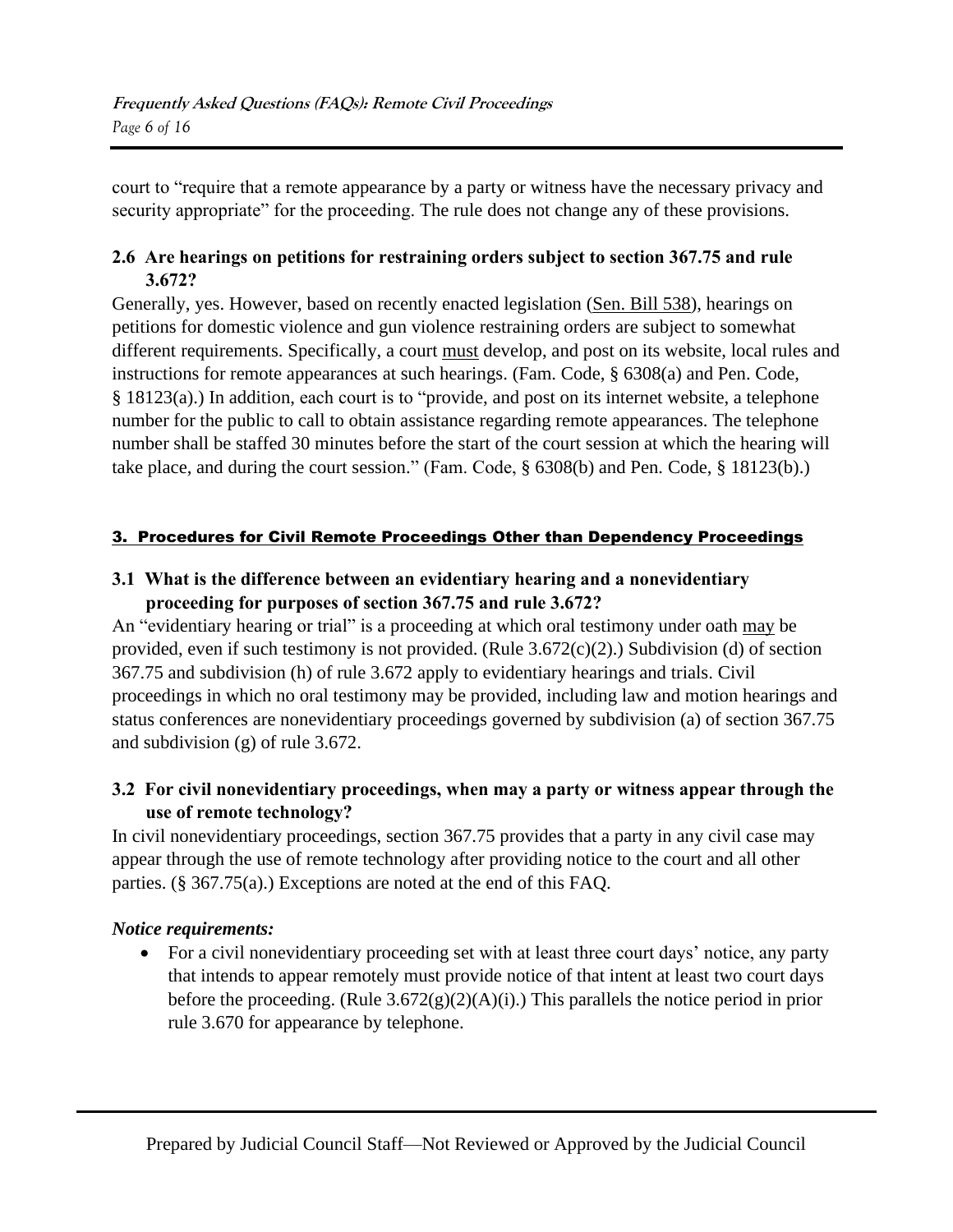court to "require that a remote appearance by a party or witness have the necessary privacy and security appropriate" for the proceeding. The rule does not change any of these provisions.

### 2.6 Are hearings on petitions for restraining orders subject to section 367.75 and rule 3.672?

Generally, yes. However, based on recently enacted legislation (Sen. Bill 538), hearings on petitions for domestic violence and gun violence restraining orders are subject to somewhat different requirements. Specifically, a court must develop, and post on its website, local rules and instructions for remote appearances at such hearings. (Fam. Code, § 6308(a) and Pen. Code, § 18123(a).) In addition, each court is to "provide, and post on its internet website, a telephone number for the public to call to obtain assistance regarding remote appearances. The telephone number shall be staffed 30 minutes before the start of the court session at which the hearing will take place, and during the court session." (Fam. Code, § 6308(b) and Pen. Code, § 18123(b).)

## 3. Procedures for Civil Remote Proceedings Other than Dependency Proceedings

### 3.1 What is the difference between an evidentiary hearing and a nonevidentiary proceeding for purposes of section 367.75 and rule 3.672?

An "evidentiary hearing or trial" is a proceeding at which oral testimony under oath may be provided, even if such testimony is not provided. (Rule 3.672(c)(2).) Subdivision (d) of section 367.75 and subdivision (h) of rule 3.672 apply to evidentiary hearings and trials. Civil proceedings in which no oral testimony may be provided, including law and motion hearings and status conferences are nonevidentiary proceedings governed by subdivision (a) of section 367.75 and subdivision (g) of rule 3.672.

### 3.2 For civil nonevidentiary proceedings, when may a party or witness appear through the use of remote technology?

In civil nonevidentiary proceedings, section 367.75 provides that a party in any civil case may appear through the use of remote technology after providing notice to the court and all other parties. (§ 367.75(a).) Exceptions are noted at the end of this FAQ.

***Notice requirements:***

- For a civil nonevidentiary proceeding set with at least three court days' notice, any party that intends to appear remotely must provide notice of that intent at least two court days before the proceeding. (Rule 3.672(g)(2)(A)(i).) This parallels the notice period in prior rule 3.670 for appearance by telephone.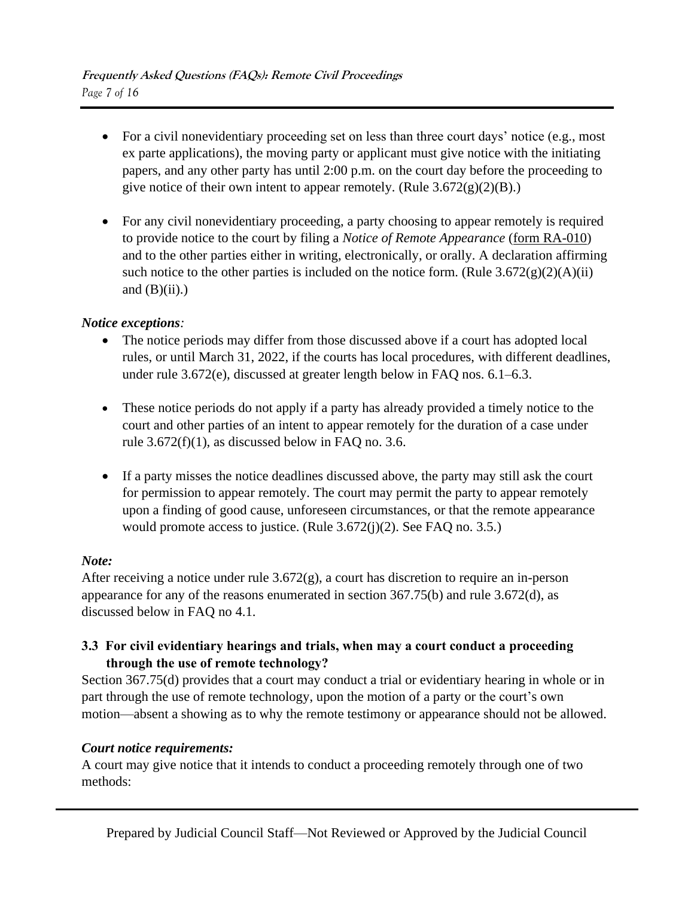- For a civil nonevidentiary proceeding set on less than three court days' notice (e.g., most ex parte applications), the moving party or applicant must give notice with the initiating papers, and any other party has until 2:00 p.m. on the court day before the proceeding to give notice of their own intent to appear remotely. (Rule 3.672(g)(2)(B).)

- For any civil nonevidentiary proceeding, a party choosing to appear remotely is required to provide notice to the court by filing a *Notice of Remote Appearance* (form RA-010) and to the other parties either in writing, electronically, or orally. A declaration affirming such notice to the other parties is included on the notice form. (Rule 3.672(g)(2)(A)(ii) and (B)(ii).)

***Notice exceptions:***

- The notice periods may differ from those discussed above if a court has adopted local rules, or until March 31, 2022, if the courts has local procedures, with different deadlines, under rule 3.672(e), discussed at greater length below in FAQ nos. 6.1–6.3.

- These notice periods do not apply if a party has already provided a timely notice to the court and other parties of an intent to appear remotely for the duration of a case under rule 3.672(f)(1), as discussed below in FAQ no. 3.6.

- If a party misses the notice deadlines discussed above, the party may still ask the court for permission to appear remotely. The court may permit the party to appear remotely upon a finding of good cause, unforeseen circumstances, or that the remote appearance would promote access to justice. (Rule 3.672(j)(2). See FAQ no. 3.5.)

***Note:***

After receiving a notice under rule 3.672(g), a court has discretion to require an in-person appearance for any of the reasons enumerated in section 367.75(b) and rule 3.672(d), as discussed below in FAQ no 4.1.

### 3.3 For civil evidentiary hearings and trials, when may a court conduct a proceeding through the use of remote technology?

Section 367.75(d) provides that a court may conduct a trial or evidentiary hearing in whole or in part through the use of remote technology, upon the motion of a party or the court's own motion—absent a showing as to why the remote testimony or appearance should not be allowed.

***Court notice requirements:***

A court may give notice that it intends to conduct a proceeding remotely through one of two methods: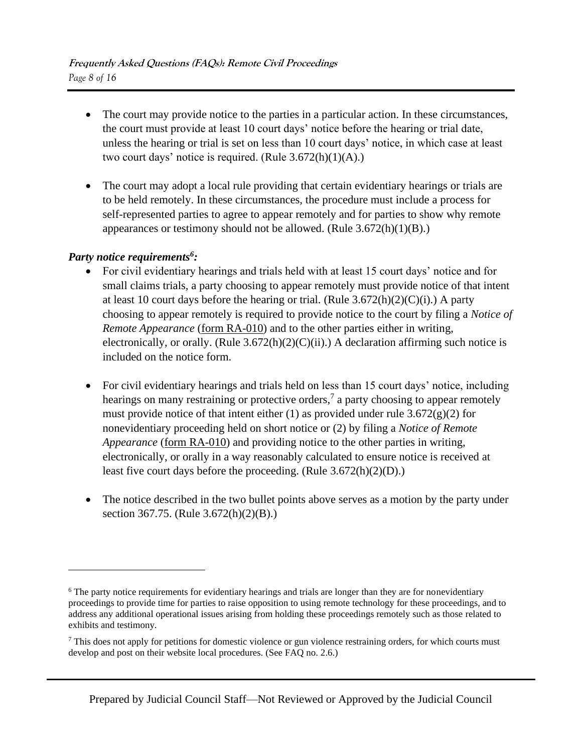- The court may provide notice to the parties in a particular action. In these circumstances, the court must provide at least 10 court days' notice before the hearing or trial date, unless the hearing or trial is set on less than 10 court days' notice, in which case at least two court days' notice is required. (Rule 3.672(h)(1)(A).)

- The court may adopt a local rule providing that certain evidentiary hearings or trials are to be held remotely. In these circumstances, the procedure must include a process for self-represented parties to agree to appear remotely and for parties to show why remote appearances or testimony should not be allowed. (Rule 3.672(h)(1)(B).)

***Party notice requirements[6]:***

- For civil evidentiary hearings and trials held with at least 15 court days' notice and for small claims trials, a party choosing to appear remotely must provide notice of that intent at least 10 court days before the hearing or trial. (Rule 3.672(h)(2)(C)(i).) A party choosing to appear remotely is required to provide notice to the court by filing a *Notice of Remote Appearance* (form RA-010) and to the other parties either in writing, electronically, or orally. (Rule 3.672(h)(2)(C)(ii).) A declaration affirming such notice is included on the notice form.

- For civil evidentiary hearings and trials held on less than 15 court days' notice, including hearings on many restraining or protective orders,[7] a party choosing to appear remotely must provide notice of that intent either (1) as provided under rule 3.672(g)(2) for nonevidentiary proceeding held on short notice or (2) by filing a *Notice of Remote Appearance* (form RA-010) and providing notice to the other parties in writing, electronically, or orally in a way reasonably calculated to ensure notice is received at least five court days before the proceeding. (Rule 3.672(h)(2)(D).)

- The notice described in the two bullet points above serves as a motion by the party under section 367.75. (Rule 3.672(h)(2)(B).)

---

[6] The party notice requirements for evidentiary hearings and trials are longer than they are for nonevidentiary proceedings to provide time for parties to raise opposition to using remote technology for these proceedings, and to address any additional operational issues arising from holding these proceedings remotely such as those related to exhibits and testimony.

[7] This does not apply for petitions for domestic violence or gun violence restraining orders, for which courts must develop and post on their website local procedures. (See FAQ no. 2.6.)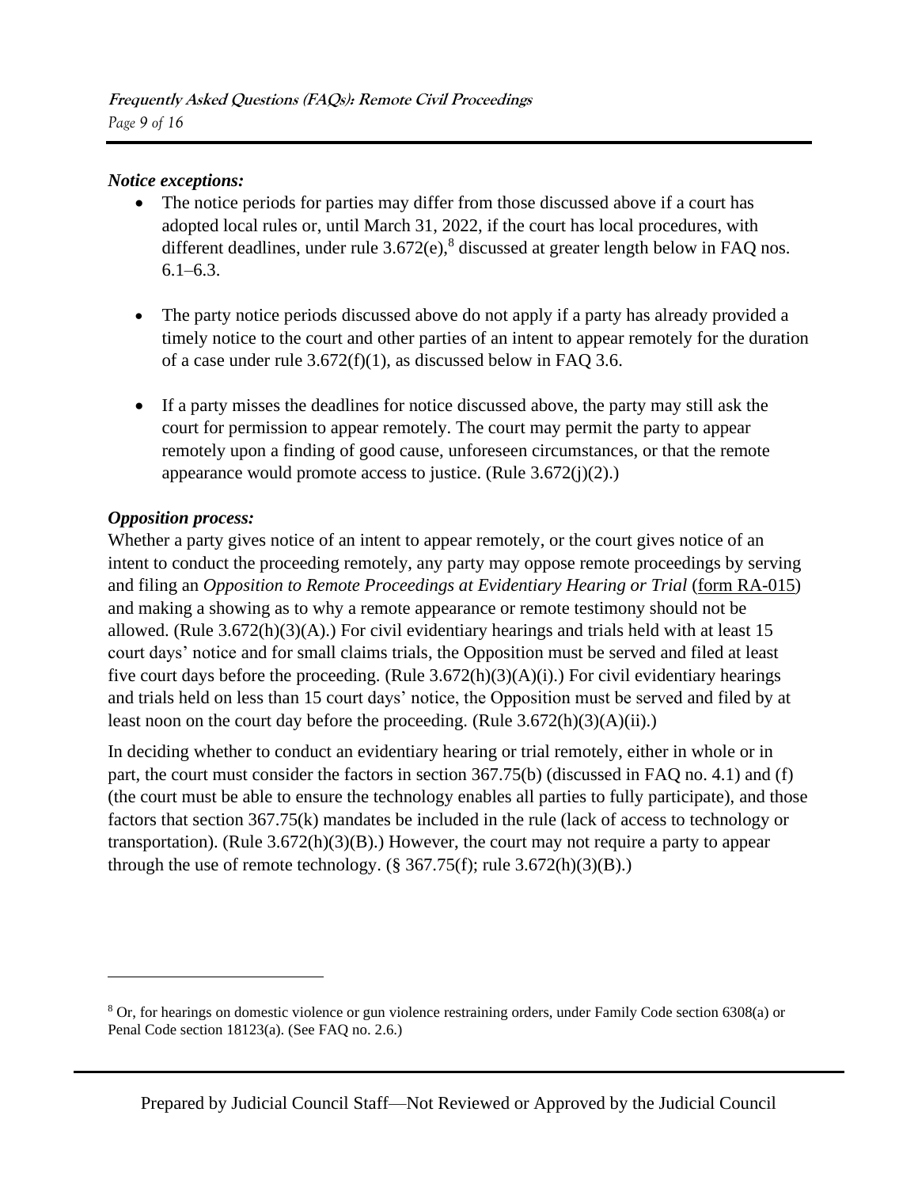***Notice exceptions:***

- The notice periods for parties may differ from those discussed above if a court has adopted local rules or, until March 31, 2022, if the court has local procedures, with different deadlines, under rule 3.672(e),[8] discussed at greater length below in FAQ nos. 6.1–6.3.
- The party notice periods discussed above do not apply if a party has already provided a timely notice to the court and other parties of an intent to appear remotely for the duration of a case under rule 3.672(f)(1), as discussed below in FAQ 3.6.
- If a party misses the deadlines for notice discussed above, the party may still ask the court for permission to appear remotely. The court may permit the party to appear remotely upon a finding of good cause, unforeseen circumstances, or that the remote appearance would promote access to justice. (Rule 3.672(j)(2).)

***Opposition process:***

Whether a party gives notice of an intent to appear remotely, or the court gives notice of an intent to conduct the proceeding remotely, any party may oppose remote proceedings by serving and filing an *Opposition to Remote Proceedings at Evidentiary Hearing or Trial* (form RA-015) and making a showing as to why a remote appearance or remote testimony should not be allowed. (Rule 3.672(h)(3)(A).) For civil evidentiary hearings and trials held with at least 15 court days' notice and for small claims trials, the Opposition must be served and filed at least five court days before the proceeding. (Rule 3.672(h)(3)(A)(i).) For civil evidentiary hearings and trials held on less than 15 court days' notice, the Opposition must be served and filed by at least noon on the court day before the proceeding. (Rule 3.672(h)(3)(A)(ii).)

In deciding whether to conduct an evidentiary hearing or trial remotely, either in whole or in part, the court must consider the factors in section 367.75(b) (discussed in FAQ no. 4.1) and (f) (the court must be able to ensure the technology enables all parties to fully participate), and those factors that section 367.75(k) mandates be included in the rule (lack of access to technology or transportation). (Rule 3.672(h)(3)(B).) However, the court may not require a party to appear through the use of remote technology. (§ 367.75(f); rule 3.672(h)(3)(B).)

---

[8] Or, for hearings on domestic violence or gun violence restraining orders, under Family Code section 6308(a) or Penal Code section 18123(a). (See FAQ no. 2.6.)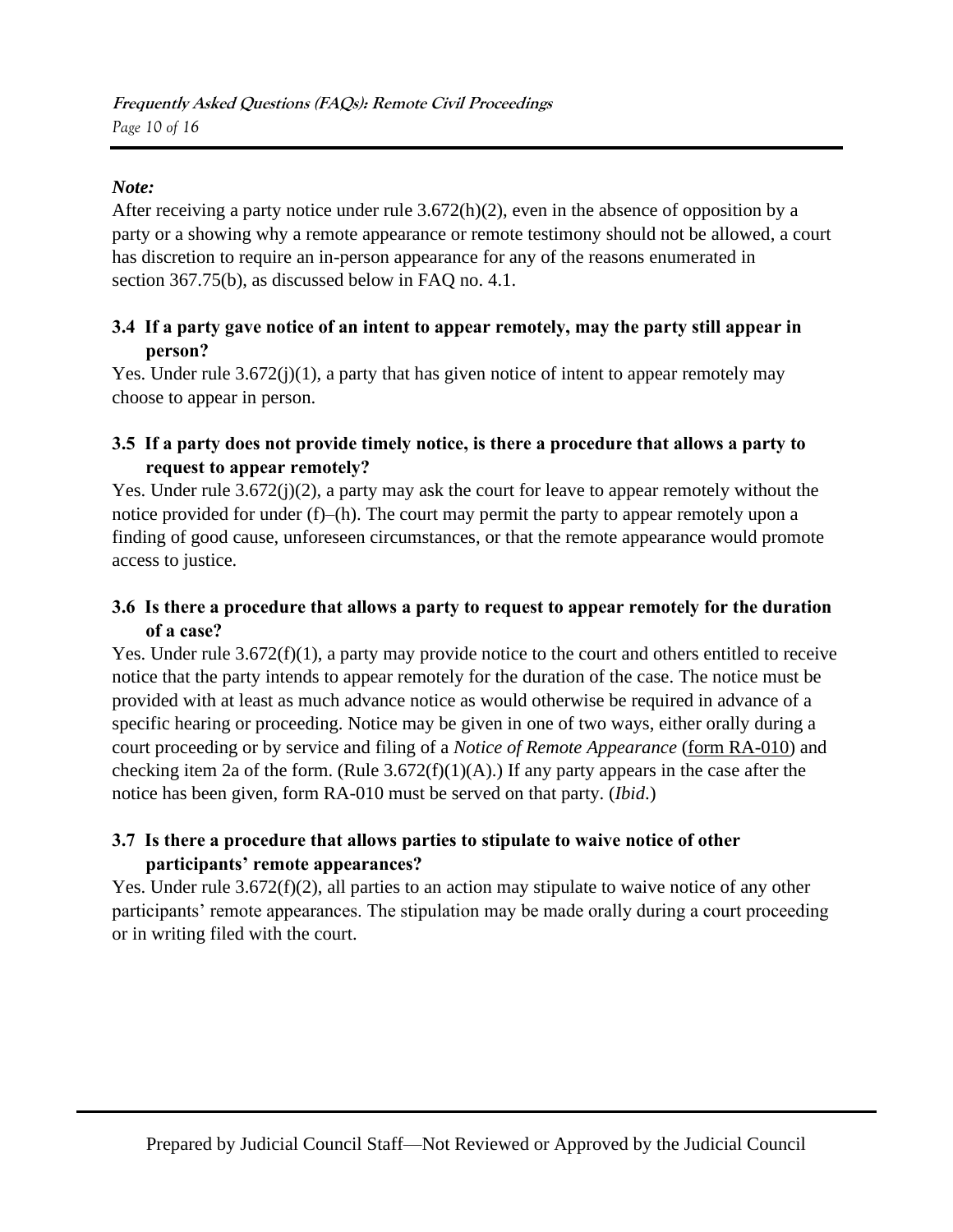*Note:*
After receiving a party notice under rule 3.672(h)(2), even in the absence of opposition by a party or a showing why a remote appearance or remote testimony should not be allowed, a court has discretion to require an in-person appearance for any of the reasons enumerated in section 367.75(b), as discussed below in FAQ no. 4.1.

### 3.4 If a party gave notice of an intent to appear remotely, may the party still appear in person?

Yes. Under rule 3.672(j)(1), a party that has given notice of intent to appear remotely may choose to appear in person.

### 3.5 If a party does not provide timely notice, is there a procedure that allows a party to request to appear remotely?

Yes. Under rule 3.672(j)(2), a party may ask the court for leave to appear remotely without the notice provided for under (f)–(h). The court may permit the party to appear remotely upon a finding of good cause, unforeseen circumstances, or that the remote appearance would promote access to justice.

### 3.6 Is there a procedure that allows a party to request to appear remotely for the duration of a case?

Yes. Under rule 3.672(f)(1), a party may provide notice to the court and others entitled to receive notice that the party intends to appear remotely for the duration of the case. The notice must be provided with at least as much advance notice as would otherwise be required in advance of a specific hearing or proceeding. Notice may be given in one of two ways, either orally during a court proceeding or by service and filing of a *Notice of Remote Appearance* (form RA-010) and checking item 2a of the form. (Rule 3.672(f)(1)(A).) If any party appears in the case after the notice has been given, form RA-010 must be served on that party. (*Ibid*.)

### 3.7 Is there a procedure that allows parties to stipulate to waive notice of other participants' remote appearances?

Yes. Under rule 3.672(f)(2), all parties to an action may stipulate to waive notice of any other participants' remote appearances. The stipulation may be made orally during a court proceeding or in writing filed with the court.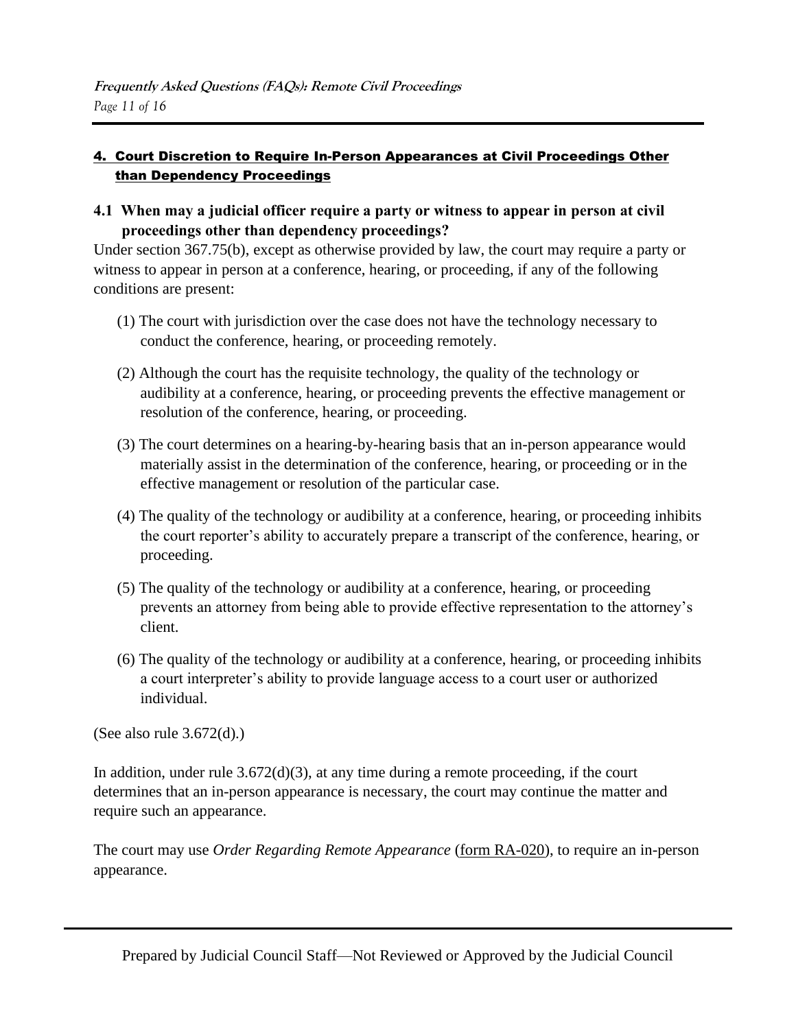## 4. Court Discretion to Require In-Person Appearances at Civil Proceedings Other than Dependency Proceedings

### 4.1 When may a judicial officer require a party or witness to appear in person at civil proceedings other than dependency proceedings?

Under section 367.75(b), except as otherwise provided by law, the court may require a party or witness to appear in person at a conference, hearing, or proceeding, if any of the following conditions are present:

(1) The court with jurisdiction over the case does not have the technology necessary to conduct the conference, hearing, or proceeding remotely.

(2) Although the court has the requisite technology, the quality of the technology or audibility at a conference, hearing, or proceeding prevents the effective management or resolution of the conference, hearing, or proceeding.

(3) The court determines on a hearing-by-hearing basis that an in-person appearance would materially assist in the determination of the conference, hearing, or proceeding or in the effective management or resolution of the particular case.

(4) The quality of the technology or audibility at a conference, hearing, or proceeding inhibits the court reporter's ability to accurately prepare a transcript of the conference, hearing, or proceeding.

(5) The quality of the technology or audibility at a conference, hearing, or proceeding prevents an attorney from being able to provide effective representation to the attorney's client.

(6) The quality of the technology or audibility at a conference, hearing, or proceeding inhibits a court interpreter's ability to provide language access to a court user or authorized individual.

(See also rule 3.672(d).)

In addition, under rule 3.672(d)(3), at any time during a remote proceeding, if the court determines that an in-person appearance is necessary, the court may continue the matter and require such an appearance.

The court may use *Order Regarding Remote Appearance* (form RA-020), to require an in-person appearance.

Prepared by Judicial Council Staff—Not Reviewed or Approved by the Judicial Council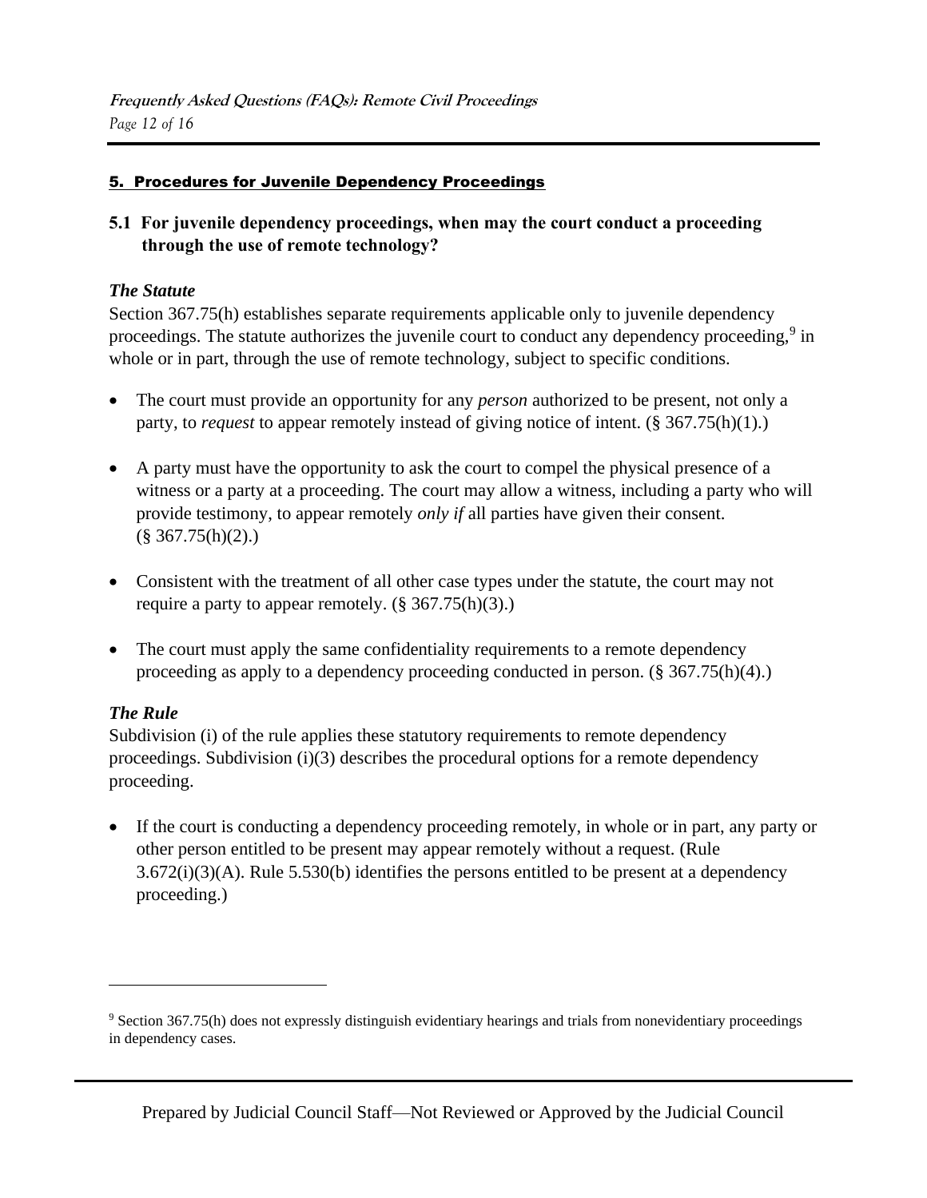## 5. Procedures for Juvenile Dependency Proceedings

### 5.1 For juvenile dependency proceedings, when may the court conduct a proceeding through the use of remote technology?

***The Statute***

Section 367.75(h) establishes separate requirements applicable only to juvenile dependency proceedings. The statute authorizes the juvenile court to conduct any dependency proceeding,[9] in whole or in part, through the use of remote technology, subject to specific conditions.

- The court must provide an opportunity for any *person* authorized to be present, not only a party, to *request* to appear remotely instead of giving notice of intent. (§ 367.75(h)(1).)
- A party must have the opportunity to ask the court to compel the physical presence of a witness or a party at a proceeding. The court may allow a witness, including a party who will provide testimony, to appear remotely *only if* all parties have given their consent. (§ 367.75(h)(2).)
- Consistent with the treatment of all other case types under the statute, the court may not require a party to appear remotely. (§ 367.75(h)(3).)
- The court must apply the same confidentiality requirements to a remote dependency proceeding as apply to a dependency proceeding conducted in person. (§ 367.75(h)(4).)

***The Rule***

Subdivision (i) of the rule applies these statutory requirements to remote dependency proceedings. Subdivision (i)(3) describes the procedural options for a remote dependency proceeding.

- If the court is conducting a dependency proceeding remotely, in whole or in part, any party or other person entitled to be present may appear remotely without a request. (Rule 3.672(i)(3)(A). Rule 5.530(b) identifies the persons entitled to be present at a dependency proceeding.)

---

[9] Section 367.75(h) does not expressly distinguish evidentiary hearings and trials from nonevidentiary proceedings in dependency cases.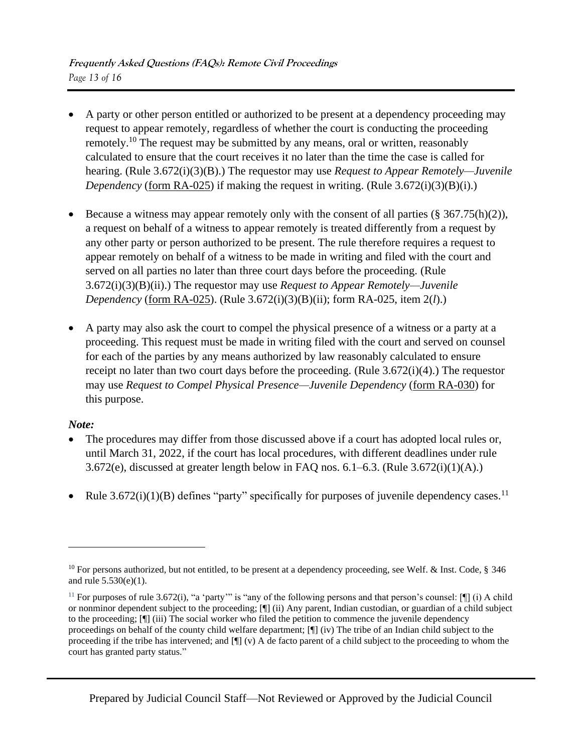- A party or other person entitled or authorized to be present at a dependency proceeding may request to appear remotely, regardless of whether the court is conducting the proceeding remotely.[10] The request may be submitted by any means, oral or written, reasonably calculated to ensure that the court receives it no later than the time the case is called for hearing. (Rule 3.672(i)(3)(B).) The requestor may use *Request to Appear Remotely—Juvenile Dependency* (form RA-025) if making the request in writing. (Rule 3.672(i)(3)(B)(i).)

- Because a witness may appear remotely only with the consent of all parties (§ 367.75(h)(2)), a request on behalf of a witness to appear remotely is treated differently from a request by any other party or person authorized to be present. The rule therefore requires a request to appear remotely on behalf of a witness to be made in writing and filed with the court and served on all parties no later than three court days before the proceeding. (Rule 3.672(i)(3)(B)(ii).) The requestor may use *Request to Appear Remotely—Juvenile Dependency* (form RA-025). (Rule 3.672(i)(3)(B)(ii); form RA-025, item 2(*l*).)

- A party may also ask the court to compel the physical presence of a witness or a party at a proceeding. This request must be made in writing filed with the court and served on counsel for each of the parties by any means authorized by law reasonably calculated to ensure receipt no later than two court days before the proceeding. (Rule 3.672(i)(4).) The requestor may use *Request to Compel Physical Presence—Juvenile Dependency* (form RA-030) for this purpose.

***Note:***

- The procedures may differ from those discussed above if a court has adopted local rules or, until March 31, 2022, if the court has local procedures, with different deadlines under rule 3.672(e), discussed at greater length below in FAQ nos. 6.1–6.3. (Rule 3.672(i)(1)(A).)

- Rule 3.672(i)(1)(B) defines "party" specifically for purposes of juvenile dependency cases.[11]

---

[10] For persons authorized, but not entitled, to be present at a dependency proceeding, see Welf. & Inst. Code, § 346 and rule 5.530(e)(1).

[11] For purposes of rule 3.672(i), "a 'party'" is "any of the following persons and that person's counsel: [¶] (i) A child or nonminor dependent subject to the proceeding; [¶] (ii) Any parent, Indian custodian, or guardian of a child subject to the proceeding; [¶] (iii) The social worker who filed the petition to commence the juvenile dependency proceedings on behalf of the county child welfare department; [¶] (iv) The tribe of an Indian child subject to the proceeding if the tribe has intervened; and [¶] (v) A de facto parent of a child subject to the proceeding to whom the court has granted party status."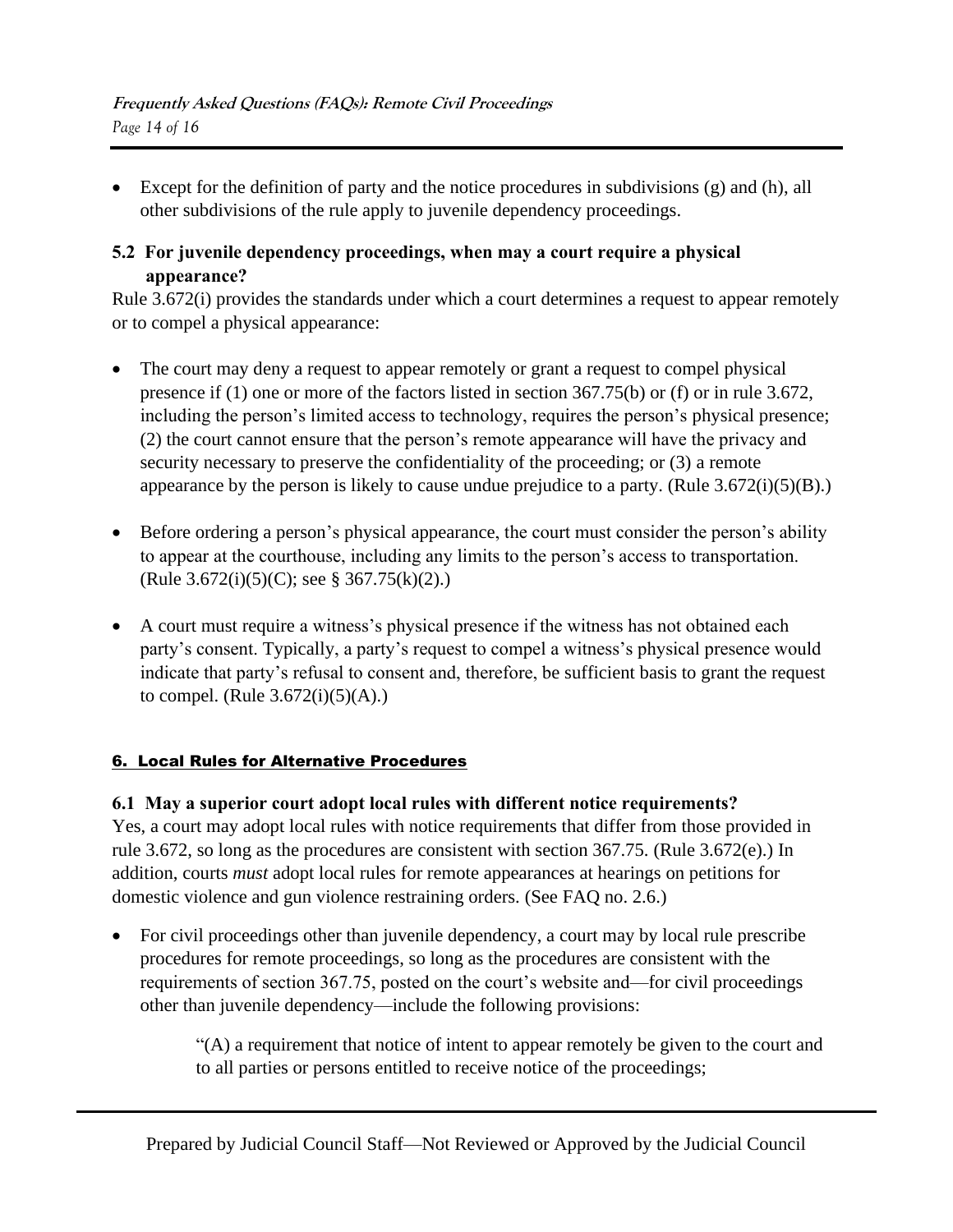- Except for the definition of party and the notice procedures in subdivisions (g) and (h), all other subdivisions of the rule apply to juvenile dependency proceedings.

### 5.2 For juvenile dependency proceedings, when may a court require a physical appearance?

Rule 3.672(i) provides the standards under which a court determines a request to appear remotely or to compel a physical appearance:

- The court may deny a request to appear remotely or grant a request to compel physical presence if (1) one or more of the factors listed in section 367.75(b) or (f) or in rule 3.672, including the person's limited access to technology, requires the person's physical presence; (2) the court cannot ensure that the person's remote appearance will have the privacy and security necessary to preserve the confidentiality of the proceeding; or (3) a remote appearance by the person is likely to cause undue prejudice to a party. (Rule 3.672(i)(5)(B).)

- Before ordering a person's physical appearance, the court must consider the person's ability to appear at the courthouse, including any limits to the person's access to transportation. (Rule 3.672(i)(5)(C); see § 367.75(k)(2).)

- A court must require a witness's physical presence if the witness has not obtained each party's consent. Typically, a party's request to compel a witness's physical presence would indicate that party's refusal to consent and, therefore, be sufficient basis to grant the request to compel. (Rule 3.672(i)(5)(A).)

## 6. Local Rules for Alternative Procedures

### 6.1 May a superior court adopt local rules with different notice requirements?

Yes, a court may adopt local rules with notice requirements that differ from those provided in rule 3.672, so long as the procedures are consistent with section 367.75. (Rule 3.672(e).) In addition, courts *must* adopt local rules for remote appearances at hearings on petitions for domestic violence and gun violence restraining orders. (See FAQ no. 2.6.)

- For civil proceedings other than juvenile dependency, a court may by local rule prescribe procedures for remote proceedings, so long as the procedures are consistent with the requirements of section 367.75, posted on the court's website and—for civil proceedings other than juvenile dependency—include the following provisions:

  > "(A) a requirement that notice of intent to appear remotely be given to the court and to all parties or persons entitled to receive notice of the proceedings;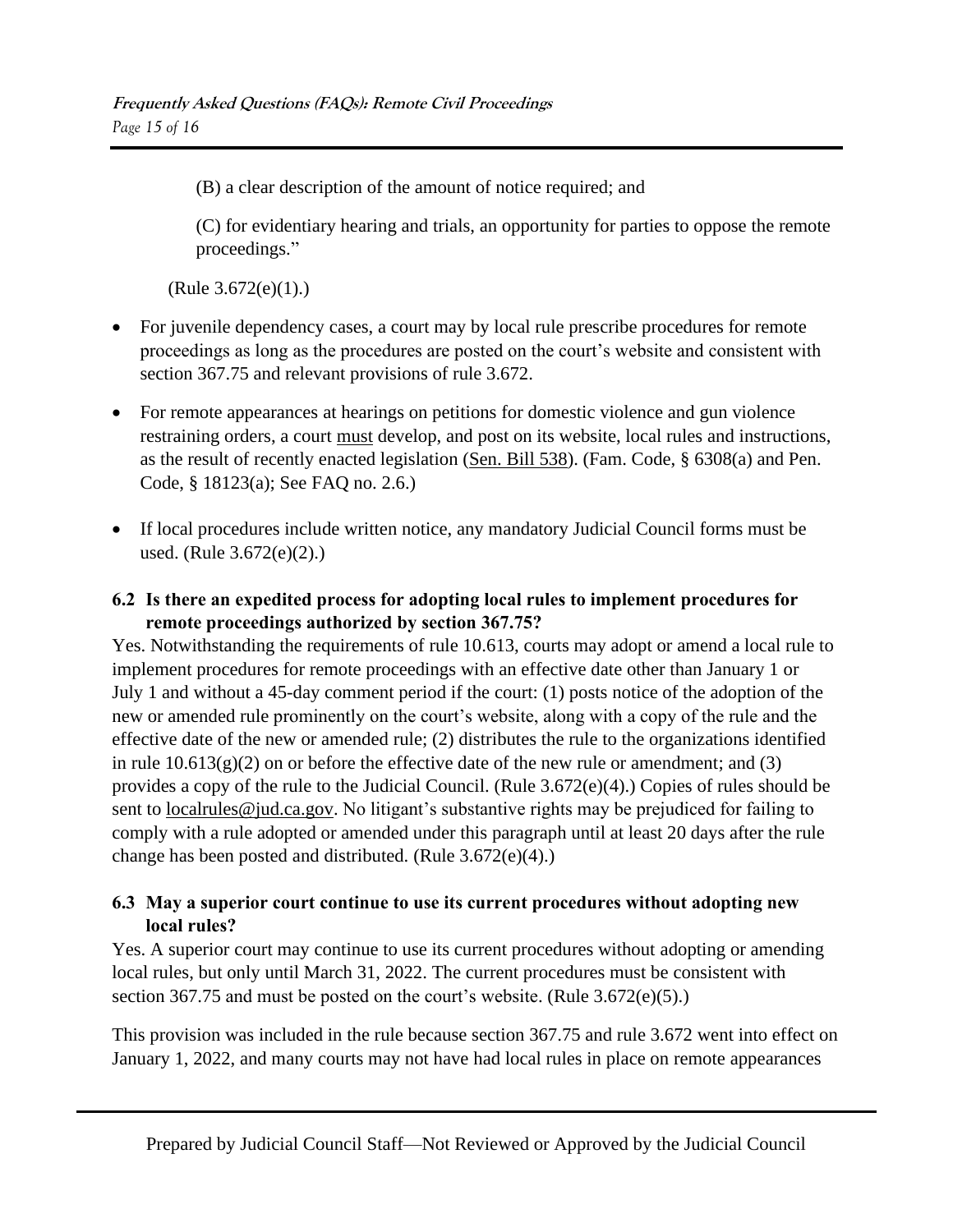(B) a clear description of the amount of notice required; and

(C) for evidentiary hearing and trials, an opportunity for parties to oppose the remote proceedings."

(Rule 3.672(e)(1).)

- For juvenile dependency cases, a court may by local rule prescribe procedures for remote proceedings as long as the procedures are posted on the court's website and consistent with section 367.75 and relevant provisions of rule 3.672.
- For remote appearances at hearings on petitions for domestic violence and gun violence restraining orders, a court must develop, and post on its website, local rules and instructions, as the result of recently enacted legislation (Sen. Bill 538). (Fam. Code, § 6308(a) and Pen. Code, § 18123(a); See FAQ no. 2.6.)
- If local procedures include written notice, any mandatory Judicial Council forms must be used. (Rule 3.672(e)(2).)

### 6.2 Is there an expedited process for adopting local rules to implement procedures for remote proceedings authorized by section 367.75?

Yes. Notwithstanding the requirements of rule 10.613, courts may adopt or amend a local rule to implement procedures for remote proceedings with an effective date other than January 1 or July 1 and without a 45-day comment period if the court: (1) posts notice of the adoption of the new or amended rule prominently on the court's website, along with a copy of the rule and the effective date of the new or amended rule; (2) distributes the rule to the organizations identified in rule 10.613(g)(2) on or before the effective date of the new rule or amendment; and (3) provides a copy of the rule to the Judicial Council. (Rule 3.672(e)(4).) Copies of rules should be sent to localrules@jud.ca.gov. No litigant's substantive rights may be prejudiced for failing to comply with a rule adopted or amended under this paragraph until at least 20 days after the rule change has been posted and distributed. (Rule 3.672(e)(4).)

### 6.3 May a superior court continue to use its current procedures without adopting new local rules?

Yes. A superior court may continue to use its current procedures without adopting or amending local rules, but only until March 31, 2022. The current procedures must be consistent with section 367.75 and must be posted on the court's website. (Rule 3.672(e)(5).)

This provision was included in the rule because section 367.75 and rule 3.672 went into effect on January 1, 2022, and many courts may not have had local rules in place on remote appearances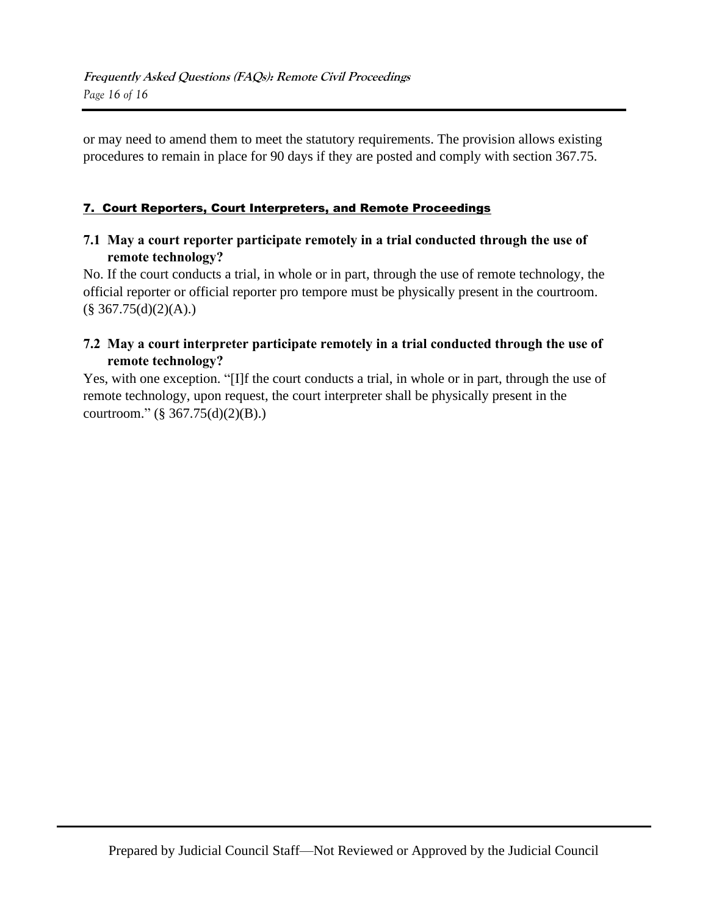or may need to amend them to meet the statutory requirements. The provision allows existing procedures to remain in place for 90 days if they are posted and comply with section 367.75.

## 7. Court Reporters, Court Interpreters, and Remote Proceedings

### 7.1 May a court reporter participate remotely in a trial conducted through the use of remote technology?

No. If the court conducts a trial, in whole or in part, through the use of remote technology, the official reporter or official reporter pro tempore must be physically present in the courtroom. (§ 367.75(d)(2)(A).)

### 7.2 May a court interpreter participate remotely in a trial conducted through the use of remote technology?

Yes, with one exception. "[I]f the court conducts a trial, in whole or in part, through the use of remote technology, upon request, the court interpreter shall be physically present in the courtroom." (§ 367.75(d)(2)(B).)